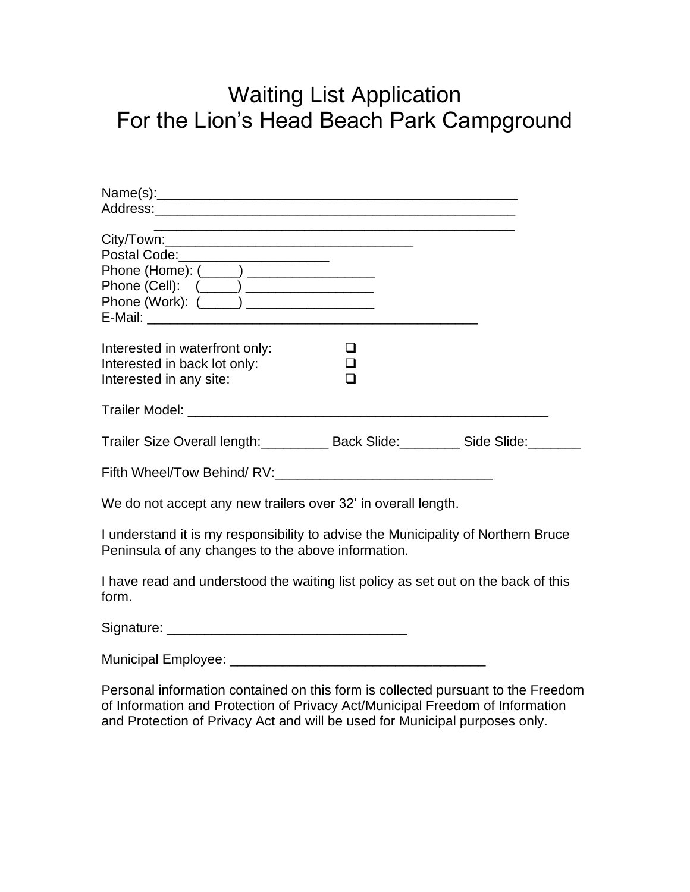# Waiting List Application
# For the Lion's Head Beach Park Campground

Name(s):_______________________________________________

Address:_______________________________________________

_______________________________________________

City/Town:________________________________

Postal Code:____________________

Phone (Home): (_____) _________________

Phone (Cell): (_____) _________________

Phone (Work): (_____) _________________

E-Mail: ____________________________________________

Interested in waterfront only: ☐

Interested in back lot only: ☐

Interested in any site: ☐

Trailer Model: _______________________________________________

Trailer Size Overall length:_________ Back Slide:________ Side Slide:_______

Fifth Wheel/Tow Behind/ RV:____________________________

We do not accept any new trailers over 32' in overall length.

I understand it is my responsibility to advise the Municipality of Northern Bruce Peninsula of any changes to the above information.

I have read and understood the waiting list policy as set out on the back of this form.

Signature: ________________________________

Municipal Employee: __________________________________

Personal information contained on this form is collected pursuant to the Freedom of Information and Protection of Privacy Act/Municipal Freedom of Information and Protection of Privacy Act and will be used for Municipal purposes only.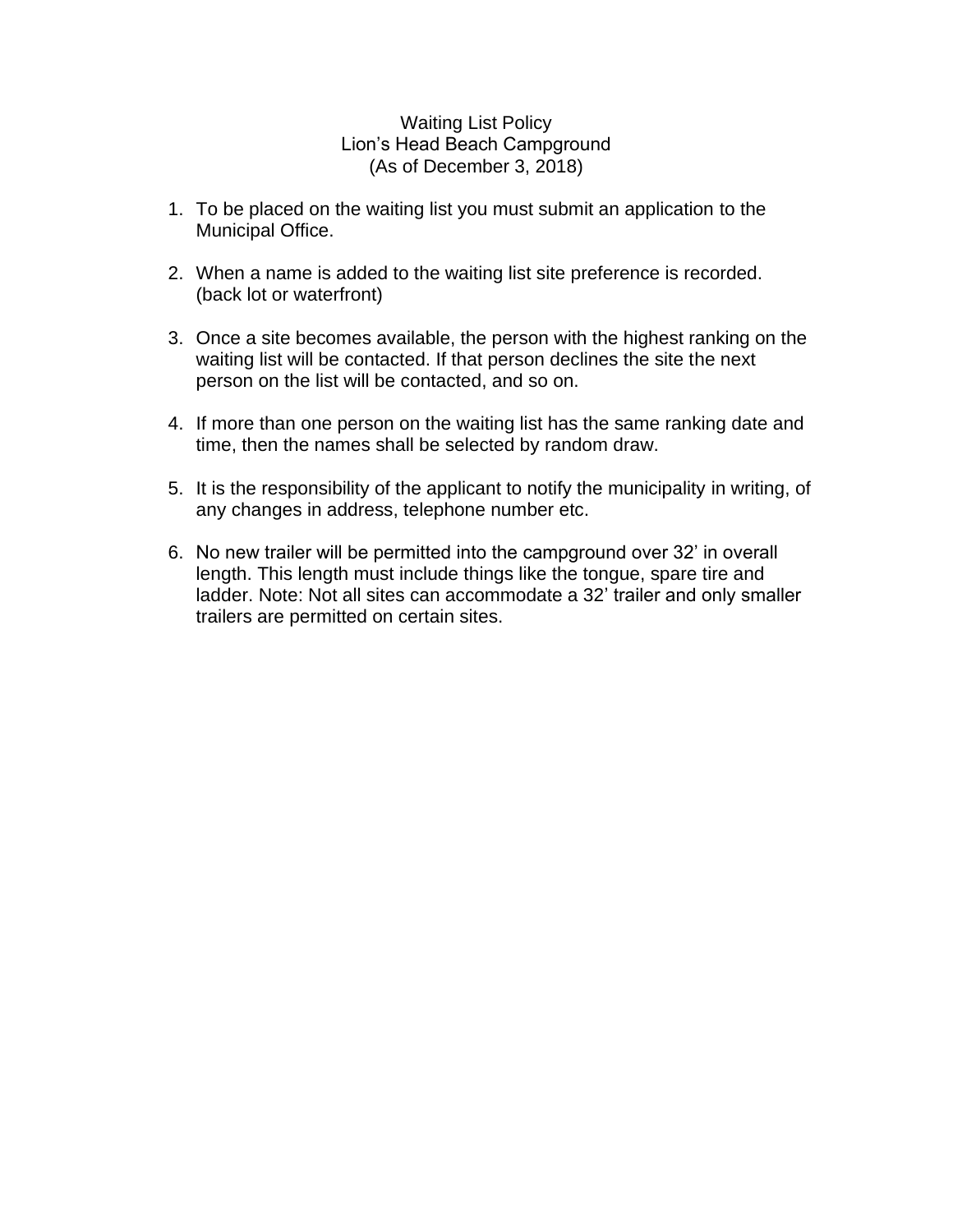# Waiting List Policy
## Lion's Head Beach Campground
### (As of December 3, 2018)

1. To be placed on the waiting list you must submit an application to the Municipal Office.

2. When a name is added to the waiting list site preference is recorded. (back lot or waterfront)

3. Once a site becomes available, the person with the highest ranking on the waiting list will be contacted. If that person declines the site the next person on the list will be contacted, and so on.

4. If more than one person on the waiting list has the same ranking date and time, then the names shall be selected by random draw.

5. It is the responsibility of the applicant to notify the municipality in writing, of any changes in address, telephone number etc.

6. No new trailer will be permitted into the campground over 32' in overall length. This length must include things like the tongue, spare tire and ladder. Note: Not all sites can accommodate a 32' trailer and only smaller trailers are permitted on certain sites.